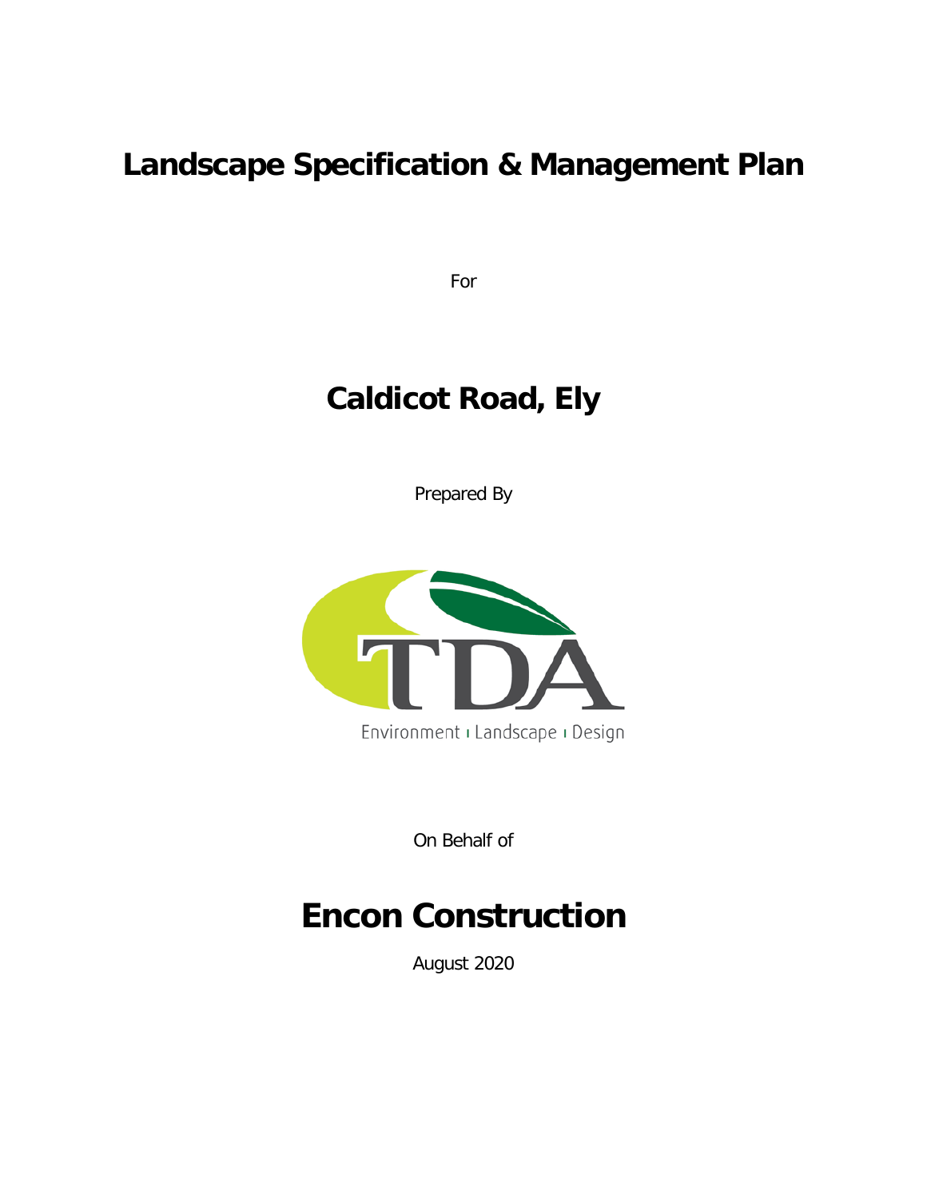# Landscape Specification & Management Plan

For

# Caldicot Road, Ely

Prepared By

TDA

Environment | Landscape | Design

On Behalf of

# Encon Construction

August 2020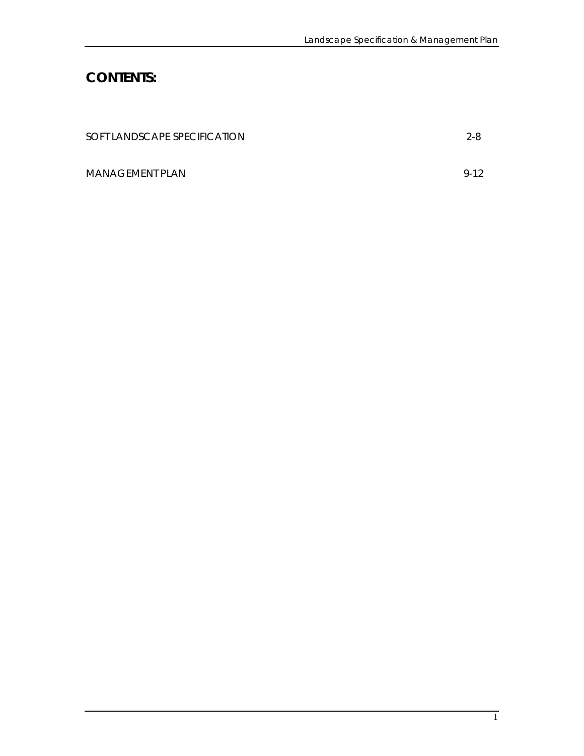# CONTENTS:

| | |
|---|---|
| SOFT LANDSCAPE SPECIFICATION | 2-8 |
| MANAGEMENT PLAN | 9-12 |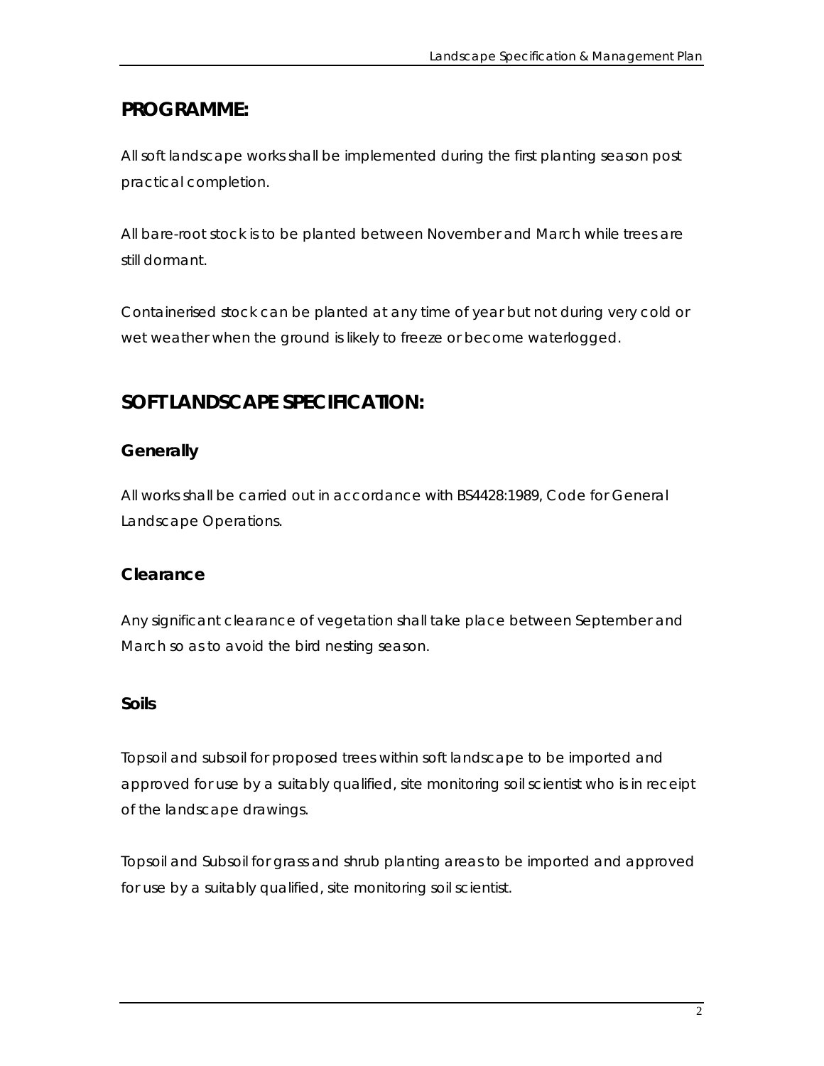## PROGRAMME:

All soft landscape works shall be implemented during the first planting season post practical completion.

All bare-root stock is to be planted between November and March while trees are still dormant.

Containerised stock can be planted at any time of year but not during very cold or wet weather when the ground is likely to freeze or become waterlogged.

## SOFT LANDSCAPE SPECIFICATION:

### Generally

All works shall be carried out in accordance with BS4428:1989, Code for General Landscape Operations.

### Clearance

Any significant clearance of vegetation shall take place between September and March so as to avoid the bird nesting season.

### Soils

Topsoil and subsoil for proposed trees within soft landscape to be imported and approved for use by a suitably qualified, site monitoring soil scientist who is in receipt of the landscape drawings.

Topsoil and Subsoil for grass and shrub planting areas to be imported and approved for use by a suitably qualified, site monitoring soil scientist.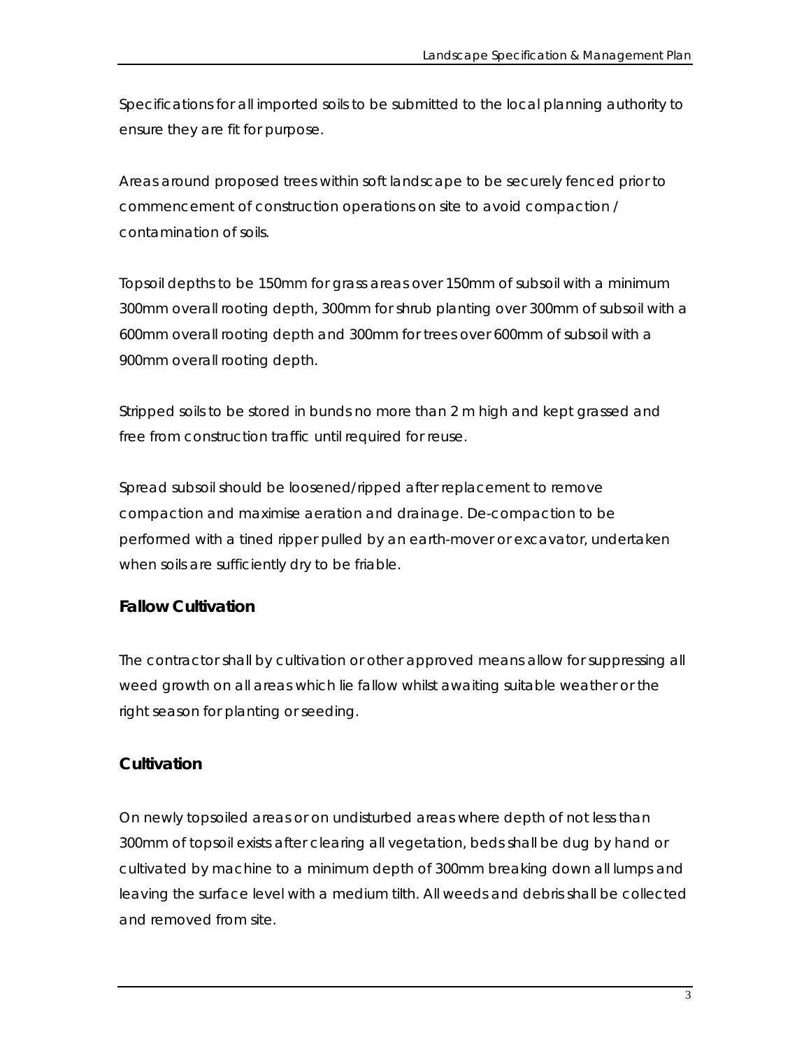Specifications for all imported soils to be submitted to the local planning authority to ensure they are fit for purpose.

Areas around proposed trees within soft landscape to be securely fenced prior to commencement of construction operations on site to avoid compaction / contamination of soils.

Topsoil depths to be 150mm for grass areas over 150mm of subsoil with a minimum 300mm overall rooting depth, 300mm for shrub planting over 300mm of subsoil with a 600mm overall rooting depth and 300mm for trees over 600mm of subsoil with a 900mm overall rooting depth.

Stripped soils to be stored in bunds no more than 2 m high and kept grassed and free from construction traffic until required for reuse.

Spread subsoil should be loosened/ripped after replacement to remove compaction and maximise aeration and drainage. De-compaction to be performed with a tined ripper pulled by an earth-mover or excavator, undertaken when soils are sufficiently dry to be friable.

### Fallow Cultivation

The contractor shall by cultivation or other approved means allow for suppressing all weed growth on all areas which lie fallow whilst awaiting suitable weather or the right season for planting or seeding.

### Cultivation

On newly topsoiled areas or on undisturbed areas where depth of not less than 300mm of topsoil exists after clearing all vegetation, beds shall be dug by hand or cultivated by machine to a minimum depth of 300mm breaking down all lumps and leaving the surface level with a medium tilth. All weeds and debris shall be collected and removed from site.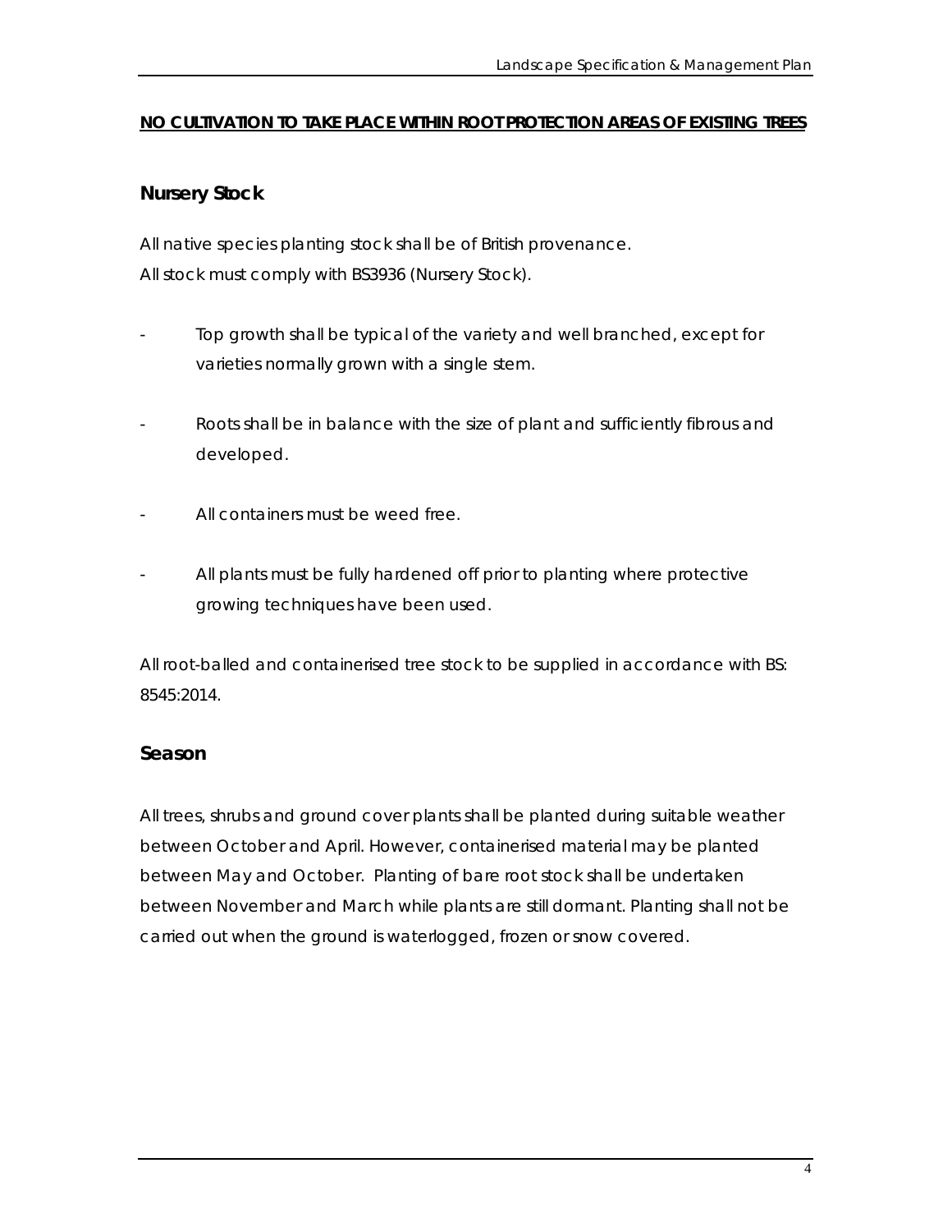**<u>NO CULTIVATION TO TAKE PLACE WITHIN ROOT PROTECTION AREAS OF EXISTING TREES</u>**

## Nursery Stock

All native species planting stock shall be of British provenance.
All stock must comply with BS3936 (Nursery Stock).

- Top growth shall be typical of the variety and well branched, except for varieties normally grown with a single stem.

- Roots shall be in balance with the size of plant and sufficiently fibrous and developed.

- All containers must be weed free.

- All plants must be fully hardened off prior to planting where protective growing techniques have been used.

All root-balled and containerised tree stock to be supplied in accordance with BS: 8545:2014.

## Season

All trees, shrubs and ground cover plants shall be planted during suitable weather between October and April. However, containerised material may be planted between May and October. Planting of bare root stock shall be undertaken between November and March while plants are still dormant. Planting shall not be carried out when the ground is waterlogged, frozen or snow covered.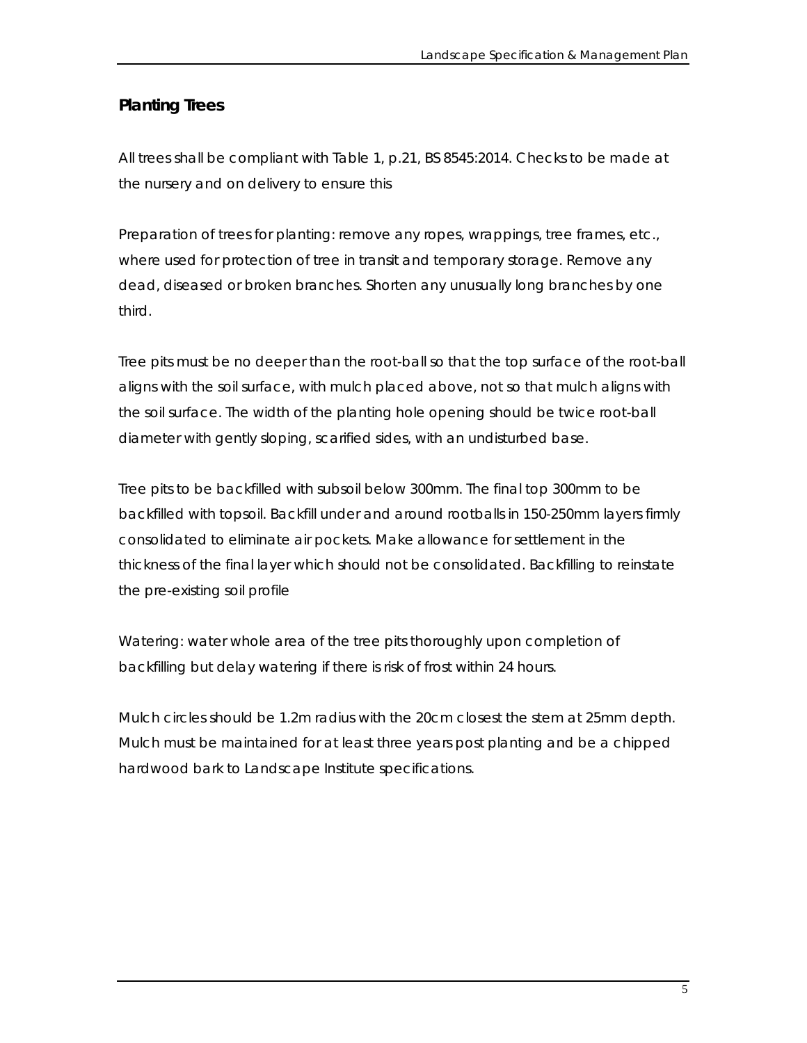## Planting Trees

All trees shall be compliant with Table 1, p.21, BS 8545:2014. Checks to be made at the nursery and on delivery to ensure this

Preparation of trees for planting: remove any ropes, wrappings, tree frames, etc., where used for protection of tree in transit and temporary storage. Remove any dead, diseased or broken branches. Shorten any unusually long branches by one third.

Tree pits must be no deeper than the root-ball so that the top surface of the root-ball aligns with the soil surface, with mulch placed above, not so that mulch aligns with the soil surface. The width of the planting hole opening should be twice root-ball diameter with gently sloping, scarified sides, with an undisturbed base.

Tree pits to be backfilled with subsoil below 300mm. The final top 300mm to be backfilled with topsoil. Backfill under and around rootballs in 150-250mm layers firmly consolidated to eliminate air pockets. Make allowance for settlement in the thickness of the final layer which should not be consolidated. Backfilling to reinstate the pre-existing soil profile

Watering: water whole area of the tree pits thoroughly upon completion of backfilling but delay watering if there is risk of frost within 24 hours.

Mulch circles should be 1.2m radius with the 20cm closest the stem at 25mm depth. Mulch must be maintained for at least three years post planting and be a chipped hardwood bark to Landscape Institute specifications.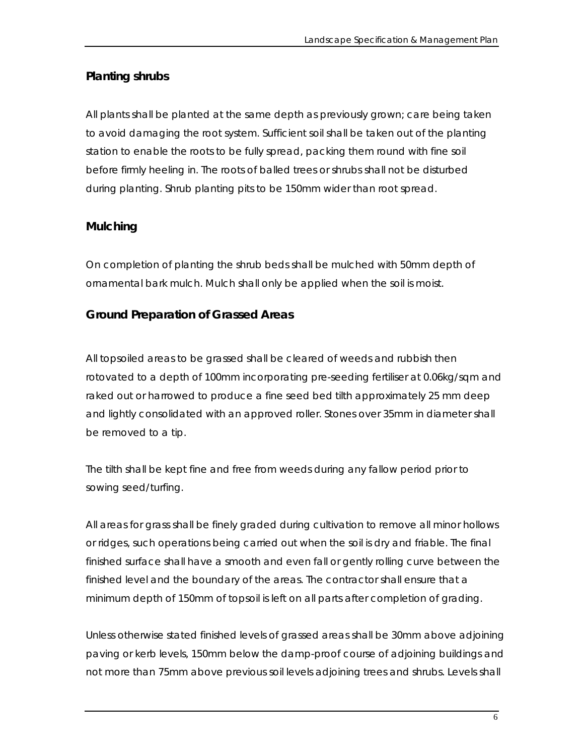## Planting shrubs

All plants shall be planted at the same depth as previously grown; care being taken to avoid damaging the root system. Sufficient soil shall be taken out of the planting station to enable the roots to be fully spread, packing them round with fine soil before firmly heeling in. The roots of balled trees or shrubs shall not be disturbed during planting. Shrub planting pits to be 150mm wider than root spread.

## Mulching

On completion of planting the shrub beds shall be mulched with 50mm depth of ornamental bark mulch. Mulch shall only be applied when the soil is moist.

## Ground Preparation of Grassed Areas

All topsoiled areas to be grassed shall be cleared of weeds and rubbish then rotovated to a depth of 100mm incorporating pre-seeding fertiliser at 0.06kg/sqm and raked out or harrowed to produce a fine seed bed tilth approximately 25 mm deep and lightly consolidated with an approved roller. Stones over 35mm in diameter shall be removed to a tip.

The tilth shall be kept fine and free from weeds during any fallow period prior to sowing seed/turfing.

All areas for grass shall be finely graded during cultivation to remove all minor hollows or ridges, such operations being carried out when the soil is dry and friable. The final finished surface shall have a smooth and even fall or gently rolling curve between the finished level and the boundary of the areas. The contractor shall ensure that a minimum depth of 150mm of topsoil is left on all parts after completion of grading.

Unless otherwise stated finished levels of grassed areas shall be 30mm above adjoining paving or kerb levels, 150mm below the damp-proof course of adjoining buildings and not more than 75mm above previous soil levels adjoining trees and shrubs. Levels shall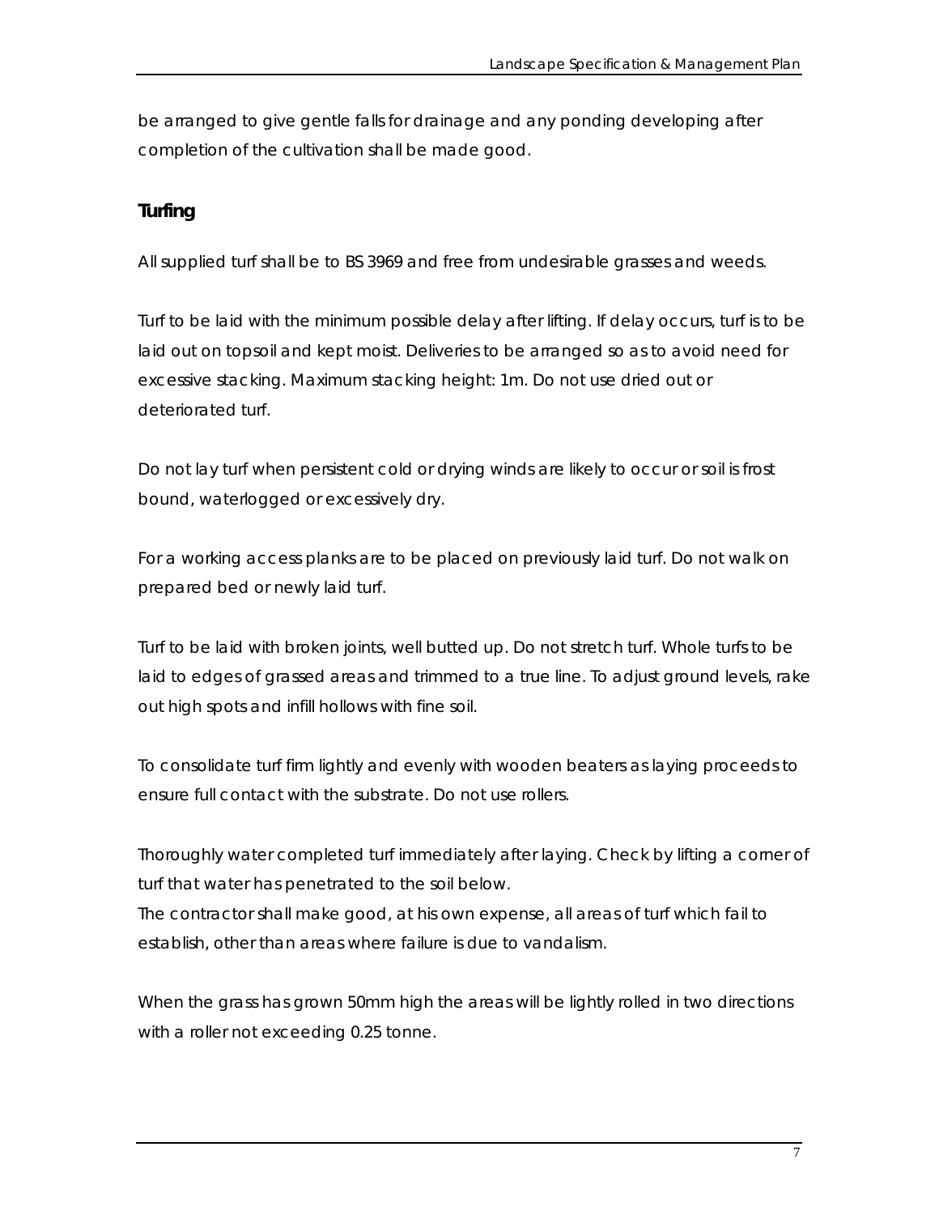be arranged to give gentle falls for drainage and any ponding developing after completion of the cultivation shall be made good.

### Turfing

All supplied turf shall be to BS 3969 and free from undesirable grasses and weeds.

Turf to be laid with the minimum possible delay after lifting. If delay occurs, turf is to be laid out on topsoil and kept moist. Deliveries to be arranged so as to avoid need for excessive stacking. Maximum stacking height: 1m. Do not use dried out or deteriorated turf.

Do not lay turf when persistent cold or drying winds are likely to occur or soil is frost bound, waterlogged or excessively dry.

For a working access planks are to be placed on previously laid turf. Do not walk on prepared bed or newly laid turf.

Turf to be laid with broken joints, well butted up. Do not stretch turf. Whole turfs to be laid to edges of grassed areas and trimmed to a true line. To adjust ground levels, rake out high spots and infill hollows with fine soil.

To consolidate turf firm lightly and evenly with wooden beaters as laying proceeds to ensure full contact with the substrate. Do not use rollers.

Thoroughly water completed turf immediately after laying. Check by lifting a corner of turf that water has penetrated to the soil below.
The contractor shall make good, at his own expense, all areas of turf which fail to establish, other than areas where failure is due to vandalism.

When the grass has grown 50mm high the areas will be lightly rolled in two directions with a roller not exceeding 0.25 tonne.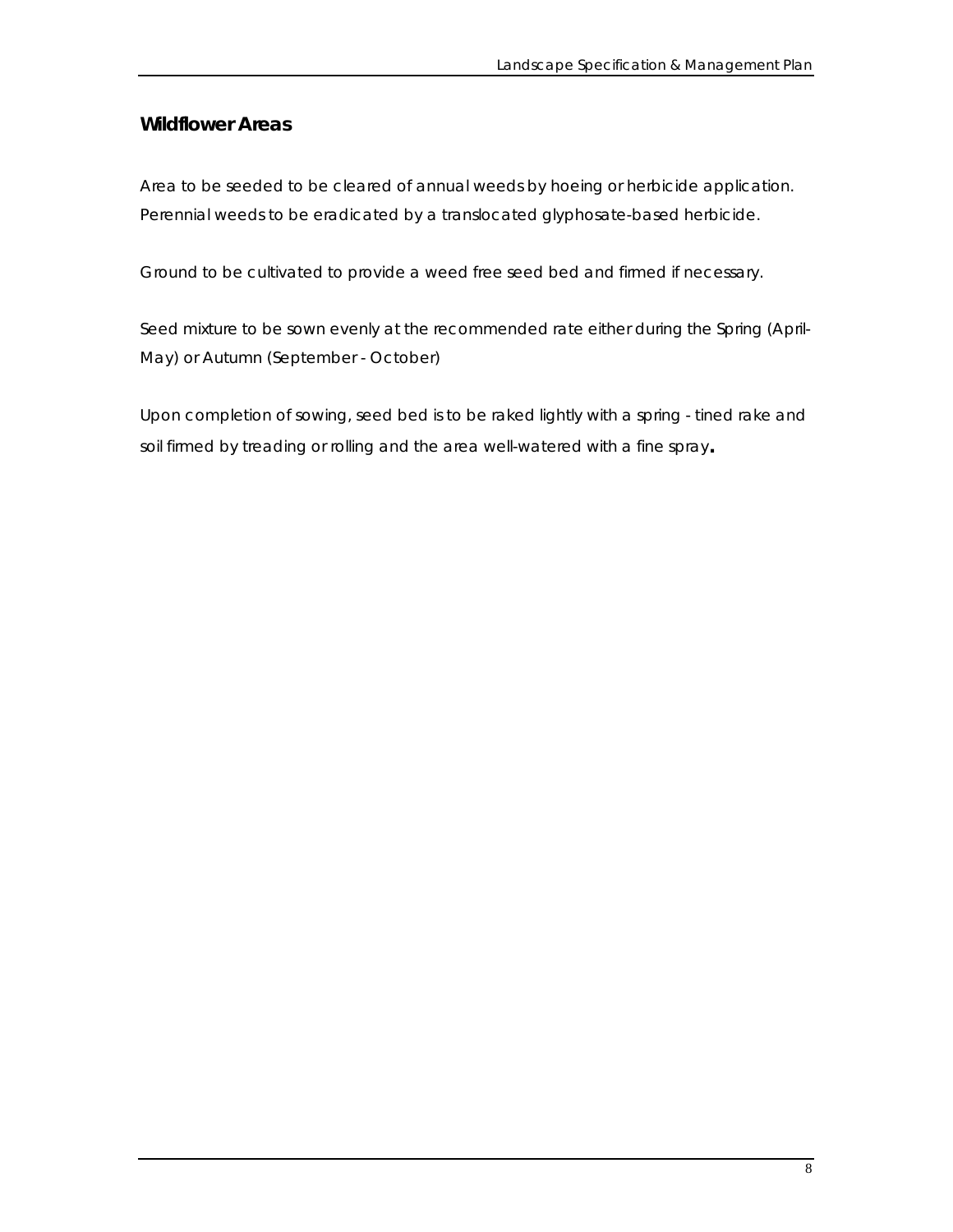## Wildflower Areas

Area to be seeded to be cleared of annual weeds by hoeing or herbicide application. Perennial weeds to be eradicated by a translocated glyphosate-based herbicide.

Ground to be cultivated to provide a weed free seed bed and firmed if necessary.

Seed mixture to be sown evenly at the recommended rate either during the Spring (April-May) or Autumn (September - October)

Upon completion of sowing, seed bed is to be raked lightly with a spring - tined rake and soil firmed by treading or rolling and the area well-watered with a fine spray.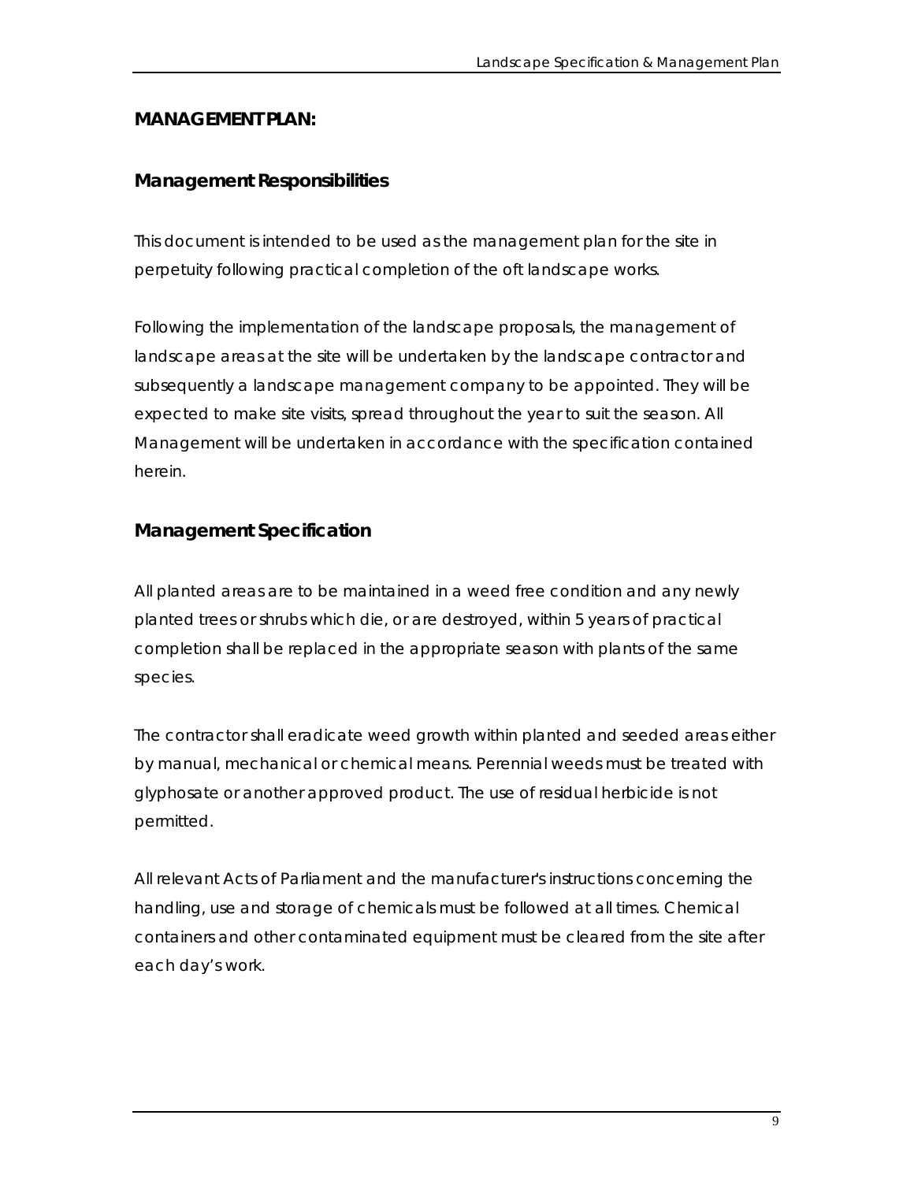## MANAGEMENT PLAN:

### Management Responsibilities

This document is intended to be used as the management plan for the site in perpetuity following practical completion of the oft landscape works.

Following the implementation of the landscape proposals, the management of landscape areas at the site will be undertaken by the landscape contractor and subsequently a landscape management company to be appointed. They will be expected to make site visits, spread throughout the year to suit the season. All Management will be undertaken in accordance with the specification contained herein.

### Management Specification

All planted areas are to be maintained in a weed free condition and any newly planted trees or shrubs which die, or are destroyed, within 5 years of practical completion shall be replaced in the appropriate season with plants of the same species.

The contractor shall eradicate weed growth within planted and seeded areas either by manual, mechanical or chemical means. Perennial weeds must be treated with glyphosate or another approved product. The use of residual herbicide is not permitted.

All relevant Acts of Parliament and the manufacturer's instructions concerning the handling, use and storage of chemicals must be followed at all times. Chemical containers and other contaminated equipment must be cleared from the site after each day's work.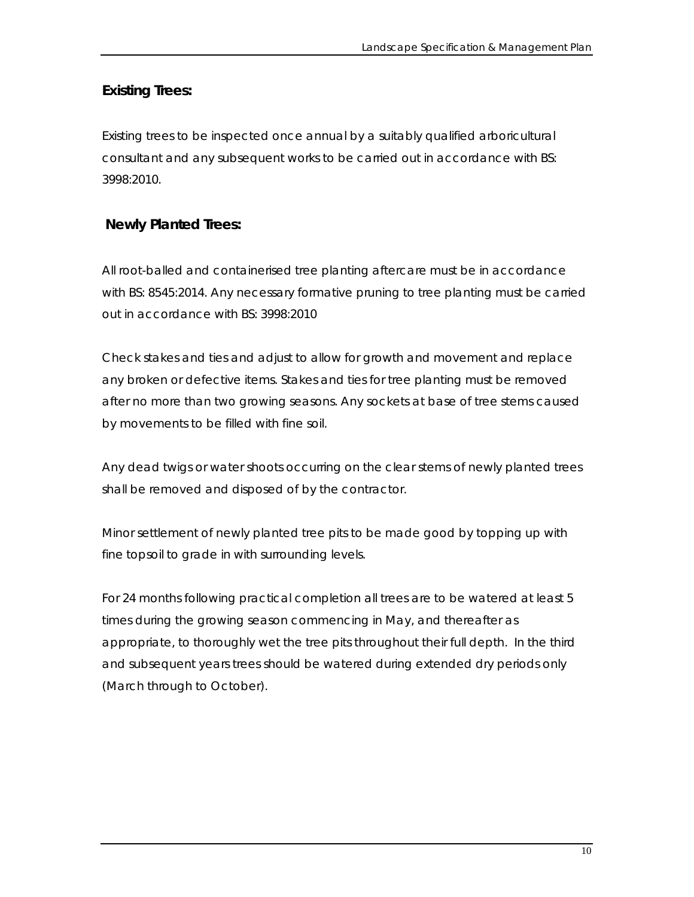## Existing Trees:

Existing trees to be inspected once annual by a suitably qualified arboricultural consultant and any subsequent works to be carried out in accordance with BS: 3998:2010.

## Newly Planted Trees:

All root-balled and containerised tree planting aftercare must be in accordance with BS: 8545:2014. Any necessary formative pruning to tree planting must be carried out in accordance with BS: 3998:2010

Check stakes and ties and adjust to allow for growth and movement and replace any broken or defective items. Stakes and ties for tree planting must be removed after no more than two growing seasons. Any sockets at base of tree stems caused by movements to be filled with fine soil.

Any dead twigs or water shoots occurring on the clear stems of newly planted trees shall be removed and disposed of by the contractor.

Minor settlement of newly planted tree pits to be made good by topping up with fine topsoil to grade in with surrounding levels.

For 24 months following practical completion all trees are to be watered at least 5 times during the growing season commencing in May, and thereafter as appropriate, to thoroughly wet the tree pits throughout their full depth. In the third and subsequent years trees should be watered during extended dry periods only (March through to October).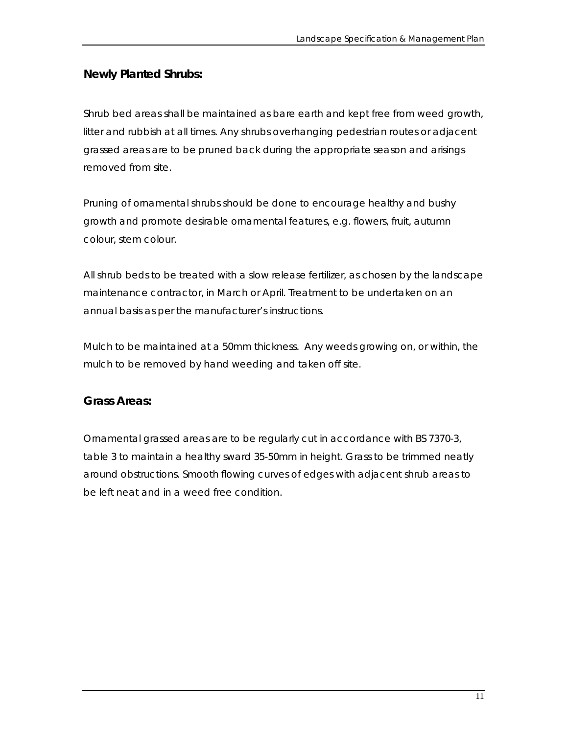## Newly Planted Shrubs:

Shrub bed areas shall be maintained as bare earth and kept free from weed growth, litter and rubbish at all times. Any shrubs overhanging pedestrian routes or adjacent grassed areas are to be pruned back during the appropriate season and arisings removed from site.

Pruning of ornamental shrubs should be done to encourage healthy and bushy growth and promote desirable ornamental features, e.g. flowers, fruit, autumn colour, stem colour.

All shrub beds to be treated with a slow release fertilizer, as chosen by the landscape maintenance contractor, in March or April. Treatment to be undertaken on an annual basis as per the manufacturer's instructions.

Mulch to be maintained at a 50mm thickness. Any weeds growing on, or within, the mulch to be removed by hand weeding and taken off site.

## Grass Areas:

Ornamental grassed areas are to be regularly cut in accordance with BS 7370-3, table 3 to maintain a healthy sward 35-50mm in height. Grass to be trimmed neatly around obstructions. Smooth flowing curves of edges with adjacent shrub areas to be left neat and in a weed free condition.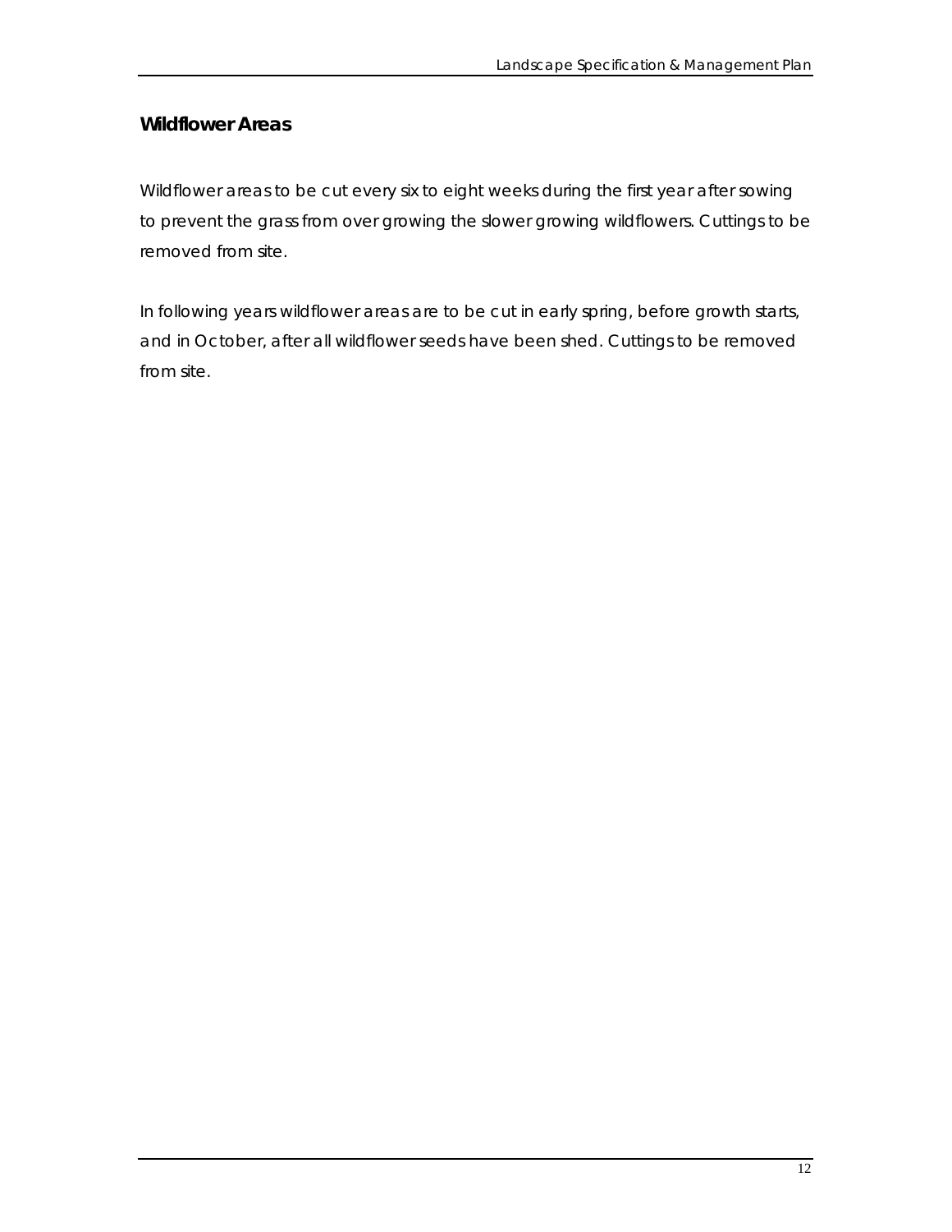## Wildflower Areas

Wildflower areas to be cut every six to eight weeks during the first year after sowing to prevent the grass from over growing the slower growing wildflowers. Cuttings to be removed from site.

In following years wildflower areas are to be cut in early spring, before growth starts, and in October, after all wildflower seeds have been shed. Cuttings to be removed from site.